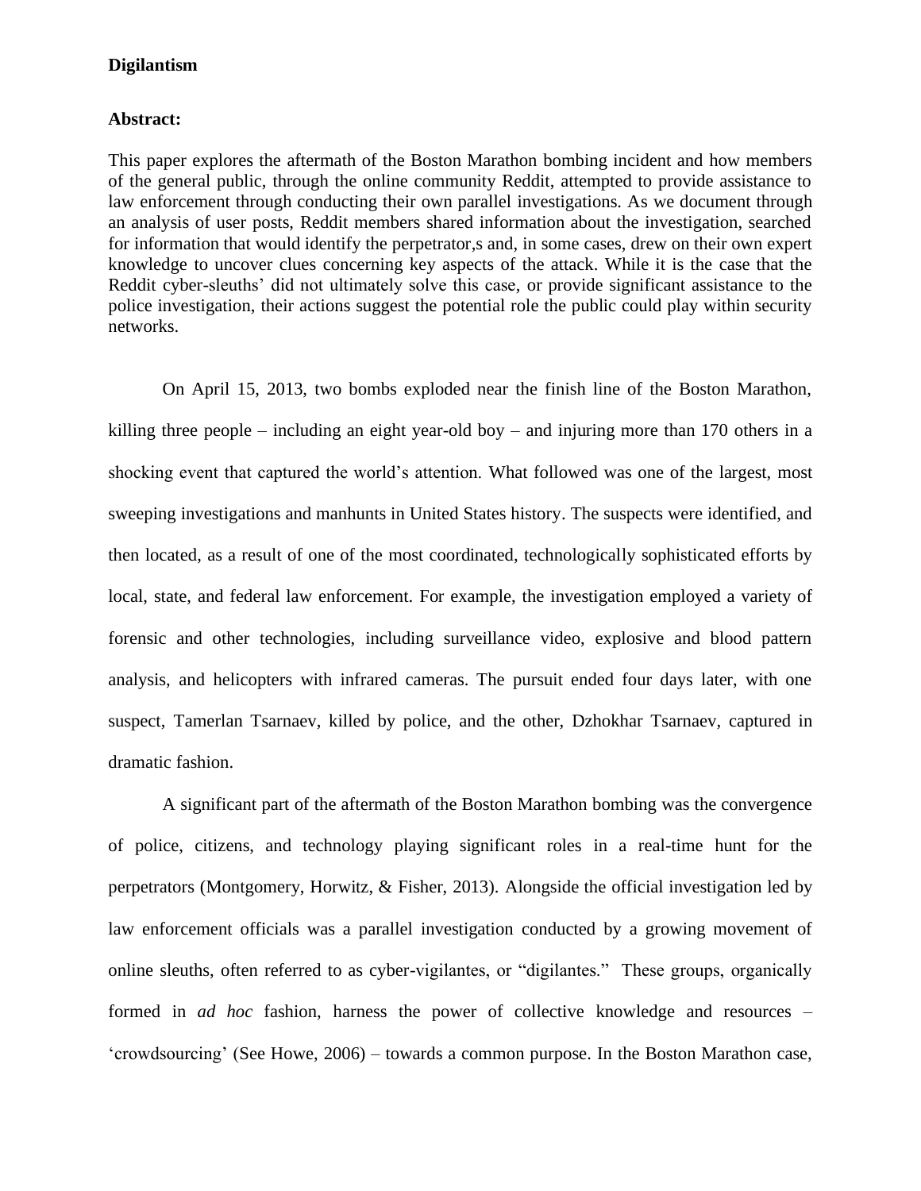**Digilantism**

**Abstract:**

This paper explores the aftermath of the Boston Marathon bombing incident and how members of the general public, through the online community Reddit, attempted to provide assistance to law enforcement through conducting their own parallel investigations. As we document through an analysis of user posts, Reddit members shared information about the investigation, searched for information that would identify the perpetrator,s and, in some cases, drew on their own expert knowledge to uncover clues concerning key aspects of the attack. While it is the case that the Reddit cyber-sleuths' did not ultimately solve this case, or provide significant assistance to the police investigation, their actions suggest the potential role the public could play within security networks.

On April 15, 2013, two bombs exploded near the finish line of the Boston Marathon, killing three people – including an eight year-old boy – and injuring more than 170 others in a shocking event that captured the world's attention. What followed was one of the largest, most sweeping investigations and manhunts in United States history. The suspects were identified, and then located, as a result of one of the most coordinated, technologically sophisticated efforts by local, state, and federal law enforcement. For example, the investigation employed a variety of forensic and other technologies, including surveillance video, explosive and blood pattern analysis, and helicopters with infrared cameras. The pursuit ended four days later, with one suspect, Tamerlan Tsarnaev, killed by police, and the other, Dzhokhar Tsarnaev, captured in dramatic fashion.

A significant part of the aftermath of the Boston Marathon bombing was the convergence of police, citizens, and technology playing significant roles in a real-time hunt for the perpetrators (Montgomery, Horwitz, & Fisher, 2013). Alongside the official investigation led by law enforcement officials was a parallel investigation conducted by a growing movement of online sleuths, often referred to as cyber-vigilantes, or "digilantes." These groups, organically formed in *ad hoc* fashion, harness the power of collective knowledge and resources – 'crowdsourcing' (See Howe, 2006) – towards a common purpose. In the Boston Marathon case,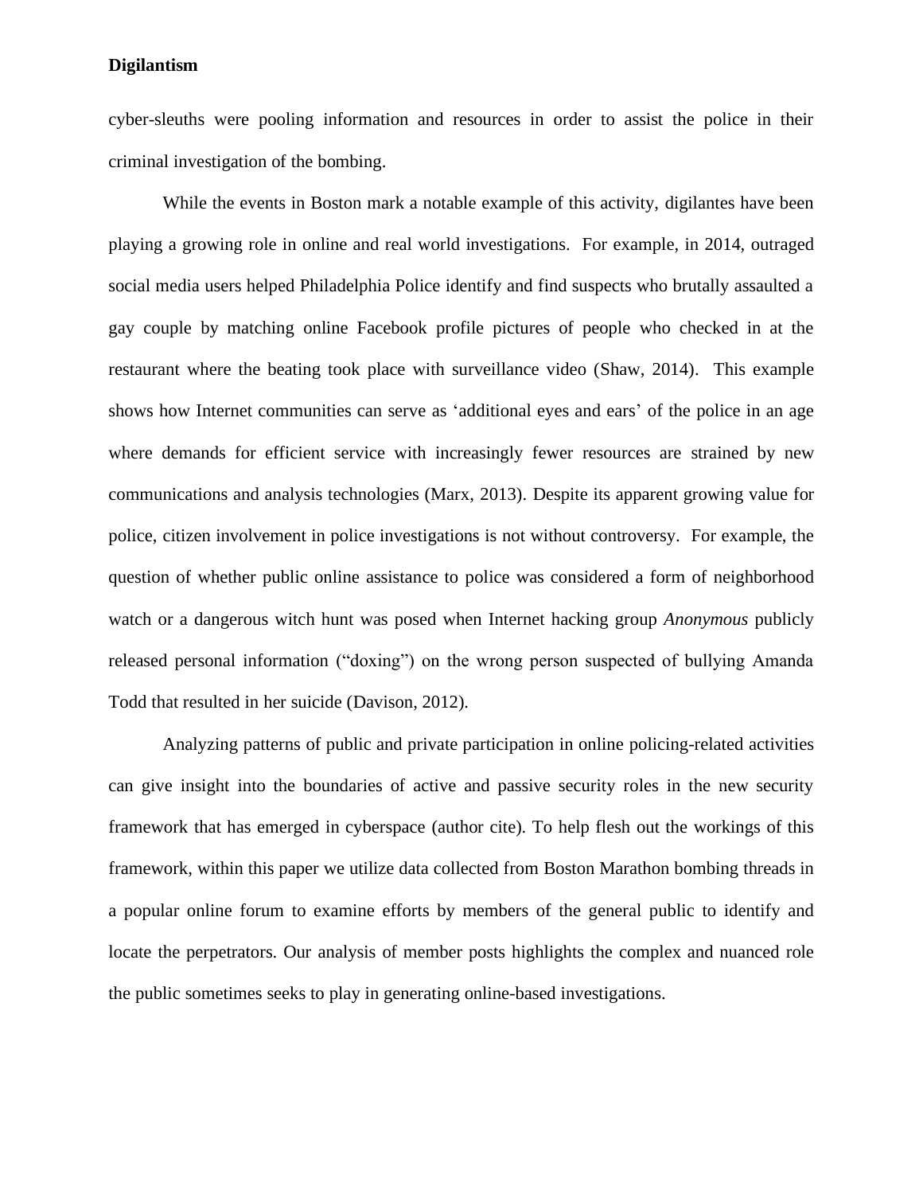cyber-sleuths were pooling information and resources in order to assist the police in their criminal investigation of the bombing.

While the events in Boston mark a notable example of this activity, digilantes have been playing a growing role in online and real world investigations. For example, in 2014, outraged social media users helped Philadelphia Police identify and find suspects who brutally assaulted a gay couple by matching online Facebook profile pictures of people who checked in at the restaurant where the beating took place with surveillance video (Shaw, 2014). This example shows how Internet communities can serve as 'additional eyes and ears' of the police in an age where demands for efficient service with increasingly fewer resources are strained by new communications and analysis technologies (Marx, 2013). Despite its apparent growing value for police, citizen involvement in police investigations is not without controversy. For example, the question of whether public online assistance to police was considered a form of neighborhood watch or a dangerous witch hunt was posed when Internet hacking group *Anonymous* publicly released personal information ("doxing") on the wrong person suspected of bullying Amanda Todd that resulted in her suicide (Davison, 2012).

Analyzing patterns of public and private participation in online policing-related activities can give insight into the boundaries of active and passive security roles in the new security framework that has emerged in cyberspace (author cite). To help flesh out the workings of this framework, within this paper we utilize data collected from Boston Marathon bombing threads in a popular online forum to examine efforts by members of the general public to identify and locate the perpetrators. Our analysis of member posts highlights the complex and nuanced role the public sometimes seeks to play in generating online-based investigations.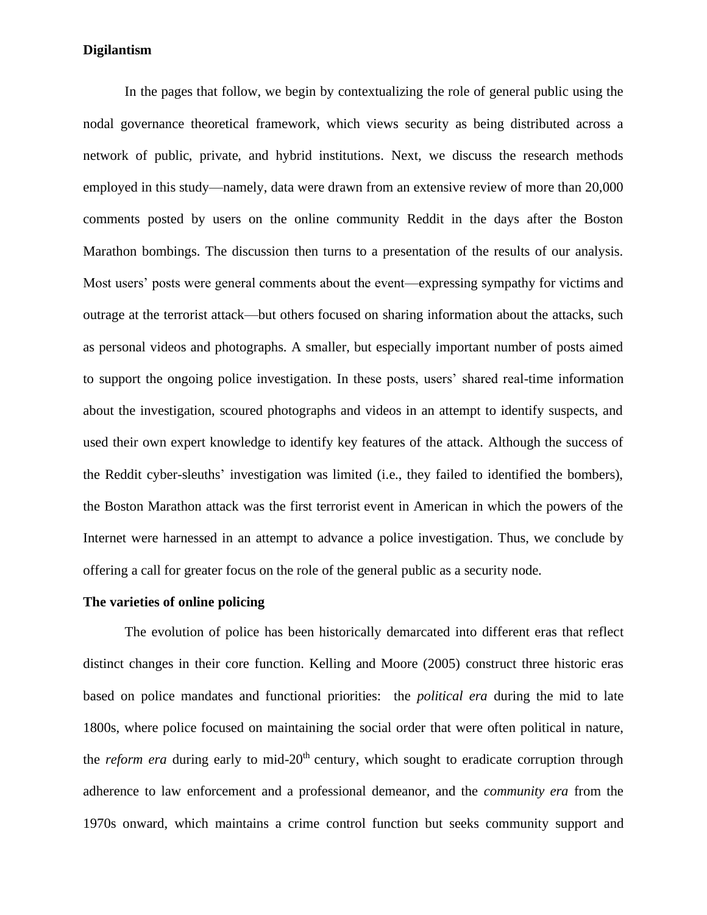**Digilantism**

In the pages that follow, we begin by contextualizing the role of general public using the nodal governance theoretical framework, which views security as being distributed across a network of public, private, and hybrid institutions. Next, we discuss the research methods employed in this study—namely, data were drawn from an extensive review of more than 20,000 comments posted by users on the online community Reddit in the days after the Boston Marathon bombings. The discussion then turns to a presentation of the results of our analysis. Most users' posts were general comments about the event—expressing sympathy for victims and outrage at the terrorist attack—but others focused on sharing information about the attacks, such as personal videos and photographs. A smaller, but especially important number of posts aimed to support the ongoing police investigation. In these posts, users' shared real-time information about the investigation, scoured photographs and videos in an attempt to identify suspects, and used their own expert knowledge to identify key features of the attack. Although the success of the Reddit cyber-sleuths' investigation was limited (i.e., they failed to identified the bombers), the Boston Marathon attack was the first terrorist event in American in which the powers of the Internet were harnessed in an attempt to advance a police investigation. Thus, we conclude by offering a call for greater focus on the role of the general public as a security node.

**The varieties of online policing**

The evolution of police has been historically demarcated into different eras that reflect distinct changes in their core function. Kelling and Moore (2005) construct three historic eras based on police mandates and functional priorities: the *political era* during the mid to late 1800s, where police focused on maintaining the social order that were often political in nature, the *reform era* during early to mid-20th century, which sought to eradicate corruption through adherence to law enforcement and a professional demeanor, and the *community era* from the 1970s onward, which maintains a crime control function but seeks community support and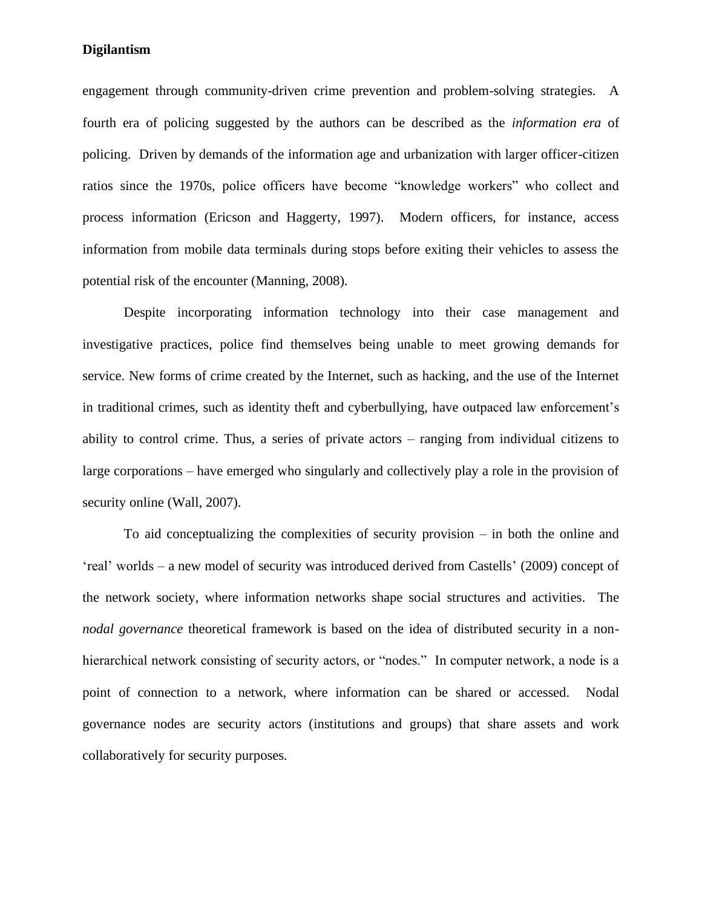engagement through community-driven crime prevention and problem-solving strategies. A fourth era of policing suggested by the authors can be described as the *information era* of policing. Driven by demands of the information age and urbanization with larger officer-citizen ratios since the 1970s, police officers have become "knowledge workers" who collect and process information (Ericson and Haggerty, 1997). Modern officers, for instance, access information from mobile data terminals during stops before exiting their vehicles to assess the potential risk of the encounter (Manning, 2008).

Despite incorporating information technology into their case management and investigative practices, police find themselves being unable to meet growing demands for service. New forms of crime created by the Internet, such as hacking, and the use of the Internet in traditional crimes, such as identity theft and cyberbullying, have outpaced law enforcement's ability to control crime. Thus, a series of private actors – ranging from individual citizens to large corporations – have emerged who singularly and collectively play a role in the provision of security online (Wall, 2007).

To aid conceptualizing the complexities of security provision – in both the online and 'real' worlds – a new model of security was introduced derived from Castells' (2009) concept of the network society, where information networks shape social structures and activities. The *nodal governance* theoretical framework is based on the idea of distributed security in a non-hierarchical network consisting of security actors, or "nodes." In computer network, a node is a point of connection to a network, where information can be shared or accessed. Nodal governance nodes are security actors (institutions and groups) that share assets and work collaboratively for security purposes.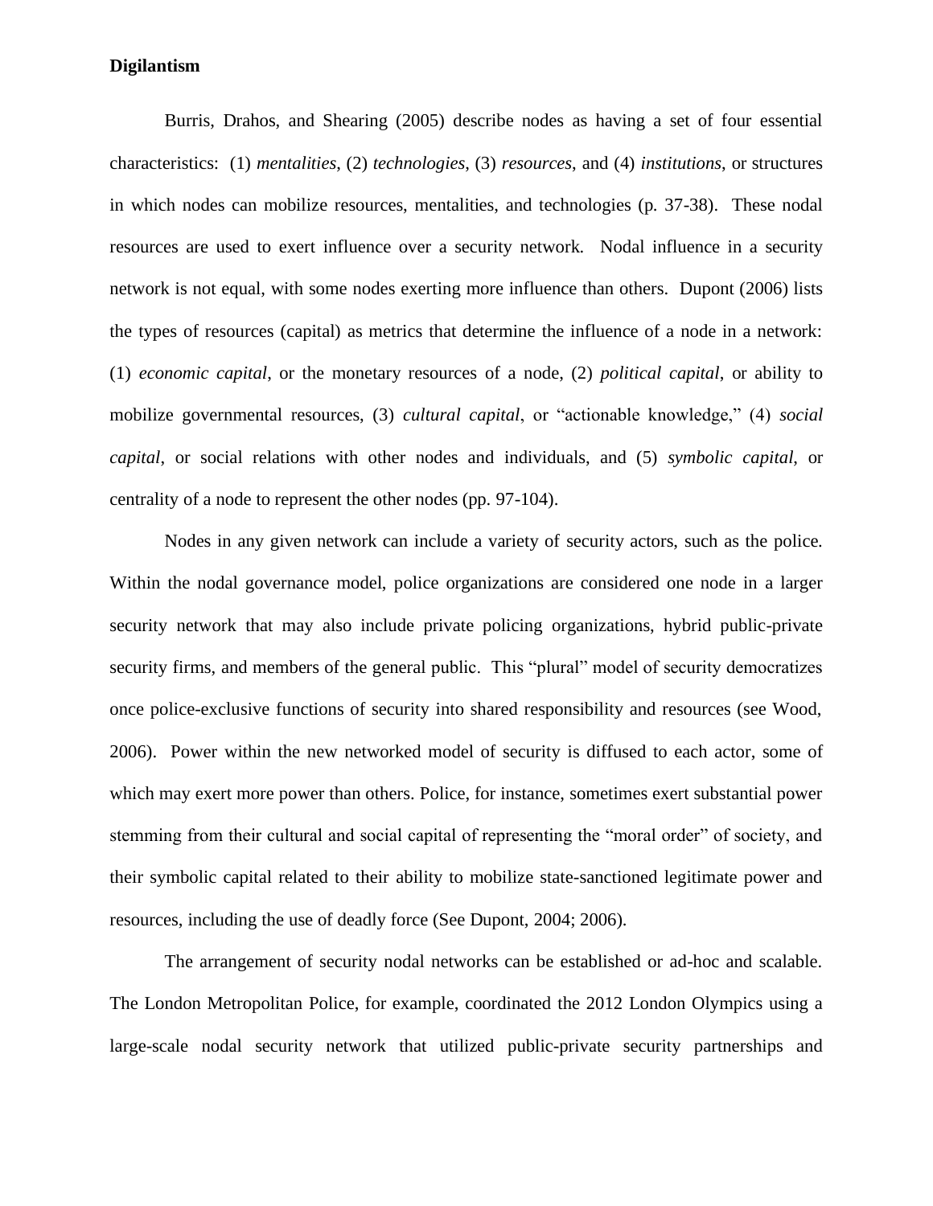**Digilantism**

Burris, Drahos, and Shearing (2005) describe nodes as having a set of four essential characteristics: (1) *mentalities*, (2) *technologies*, (3) *resources*, and (4) *institutions*, or structures in which nodes can mobilize resources, mentalities, and technologies (p. 37-38). These nodal resources are used to exert influence over a security network. Nodal influence in a security network is not equal, with some nodes exerting more influence than others. Dupont (2006) lists the types of resources (capital) as metrics that determine the influence of a node in a network: (1) *economic capital*, or the monetary resources of a node, (2) *political capital*, or ability to mobilize governmental resources, (3) *cultural capital*, or "actionable knowledge," (4) *social capital*, or social relations with other nodes and individuals, and (5) *symbolic capital*, or centrality of a node to represent the other nodes (pp. 97-104).

Nodes in any given network can include a variety of security actors, such as the police. Within the nodal governance model, police organizations are considered one node in a larger security network that may also include private policing organizations, hybrid public-private security firms, and members of the general public. This "plural" model of security democratizes once police-exclusive functions of security into shared responsibility and resources (see Wood, 2006). Power within the new networked model of security is diffused to each actor, some of which may exert more power than others. Police, for instance, sometimes exert substantial power stemming from their cultural and social capital of representing the "moral order" of society, and their symbolic capital related to their ability to mobilize state-sanctioned legitimate power and resources, including the use of deadly force (See Dupont, 2004; 2006).

The arrangement of security nodal networks can be established or ad-hoc and scalable. The London Metropolitan Police, for example, coordinated the 2012 London Olympics using a large-scale nodal security network that utilized public-private security partnerships and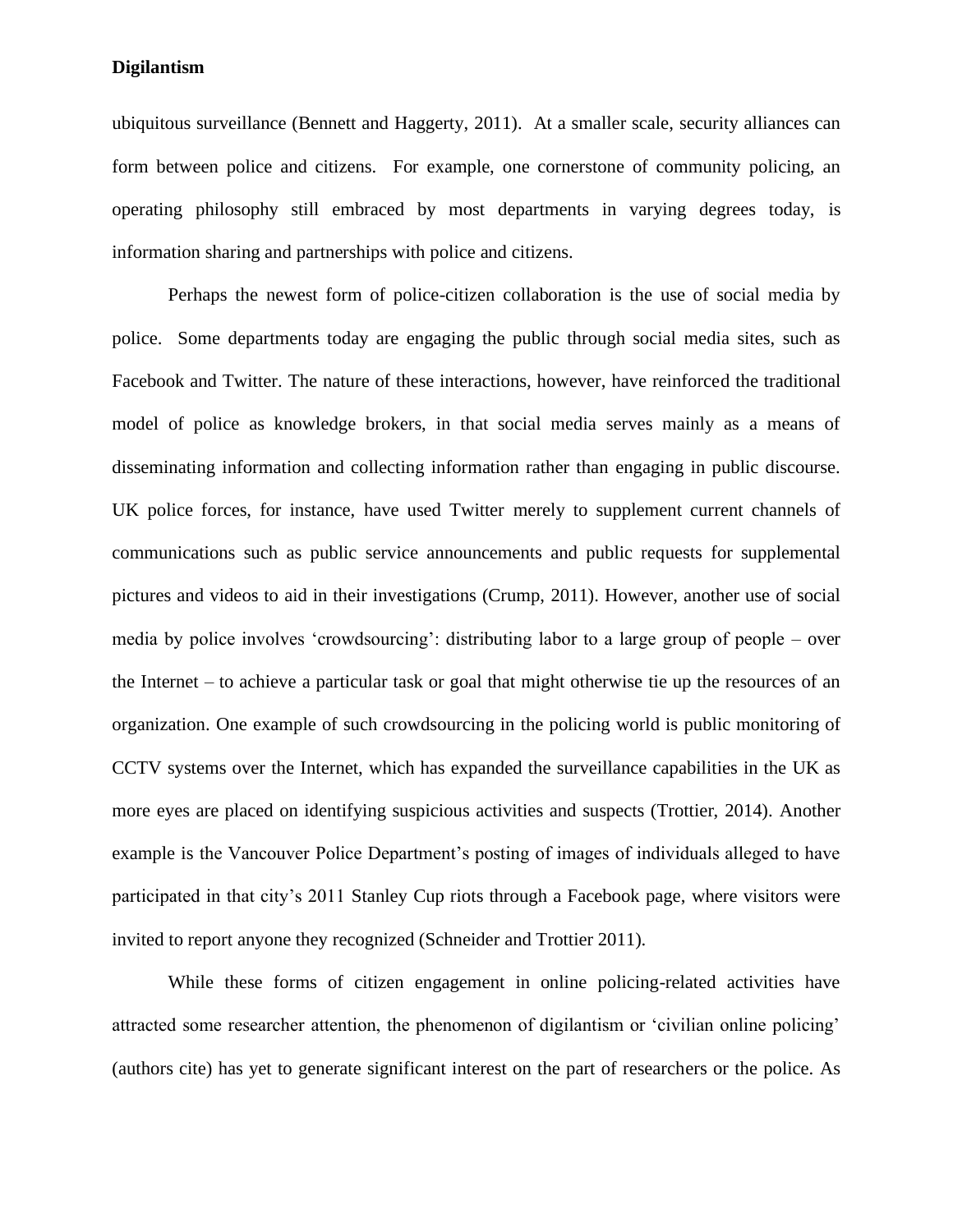ubiquitous surveillance (Bennett and Haggerty, 2011). At a smaller scale, security alliances can form between police and citizens. For example, one cornerstone of community policing, an operating philosophy still embraced by most departments in varying degrees today, is information sharing and partnerships with police and citizens.

Perhaps the newest form of police-citizen collaboration is the use of social media by police. Some departments today are engaging the public through social media sites, such as Facebook and Twitter. The nature of these interactions, however, have reinforced the traditional model of police as knowledge brokers, in that social media serves mainly as a means of disseminating information and collecting information rather than engaging in public discourse. UK police forces, for instance, have used Twitter merely to supplement current channels of communications such as public service announcements and public requests for supplemental pictures and videos to aid in their investigations (Crump, 2011). However, another use of social media by police involves 'crowdsourcing': distributing labor to a large group of people – over the Internet – to achieve a particular task or goal that might otherwise tie up the resources of an organization. One example of such crowdsourcing in the policing world is public monitoring of CCTV systems over the Internet, which has expanded the surveillance capabilities in the UK as more eyes are placed on identifying suspicious activities and suspects (Trottier, 2014). Another example is the Vancouver Police Department's posting of images of individuals alleged to have participated in that city's 2011 Stanley Cup riots through a Facebook page, where visitors were invited to report anyone they recognized (Schneider and Trottier 2011).

While these forms of citizen engagement in online policing-related activities have attracted some researcher attention, the phenomenon of digilantism or 'civilian online policing' (authors cite) has yet to generate significant interest on the part of researchers or the police. As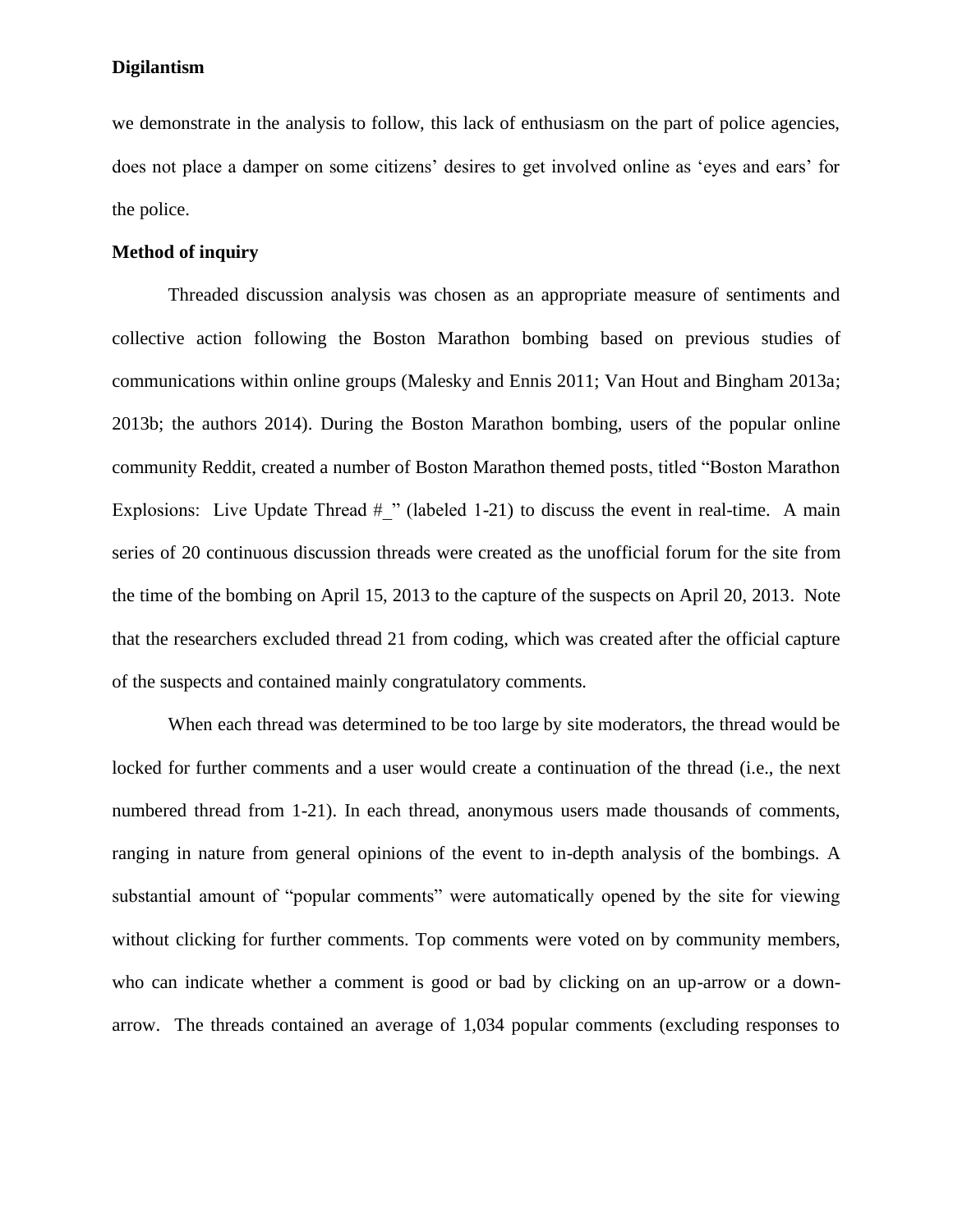we demonstrate in the analysis to follow, this lack of enthusiasm on the part of police agencies, does not place a damper on some citizens' desires to get involved online as 'eyes and ears' for the police.

**Method of inquiry**

Threaded discussion analysis was chosen as an appropriate measure of sentiments and collective action following the Boston Marathon bombing based on previous studies of communications within online groups (Malesky and Ennis 2011; Van Hout and Bingham 2013a; 2013b; the authors 2014). During the Boston Marathon bombing, users of the popular online community Reddit, created a number of Boston Marathon themed posts, titled "Boston Marathon Explosions: Live Update Thread #_" (labeled 1-21) to discuss the event in real-time. A main series of 20 continuous discussion threads were created as the unofficial forum for the site from the time of the bombing on April 15, 2013 to the capture of the suspects on April 20, 2013. Note that the researchers excluded thread 21 from coding, which was created after the official capture of the suspects and contained mainly congratulatory comments.

When each thread was determined to be too large by site moderators, the thread would be locked for further comments and a user would create a continuation of the thread (i.e., the next numbered thread from 1-21). In each thread, anonymous users made thousands of comments, ranging in nature from general opinions of the event to in-depth analysis of the bombings. A substantial amount of "popular comments" were automatically opened by the site for viewing without clicking for further comments. Top comments were voted on by community members, who can indicate whether a comment is good or bad by clicking on an up-arrow or a down-arrow. The threads contained an average of 1,034 popular comments (excluding responses to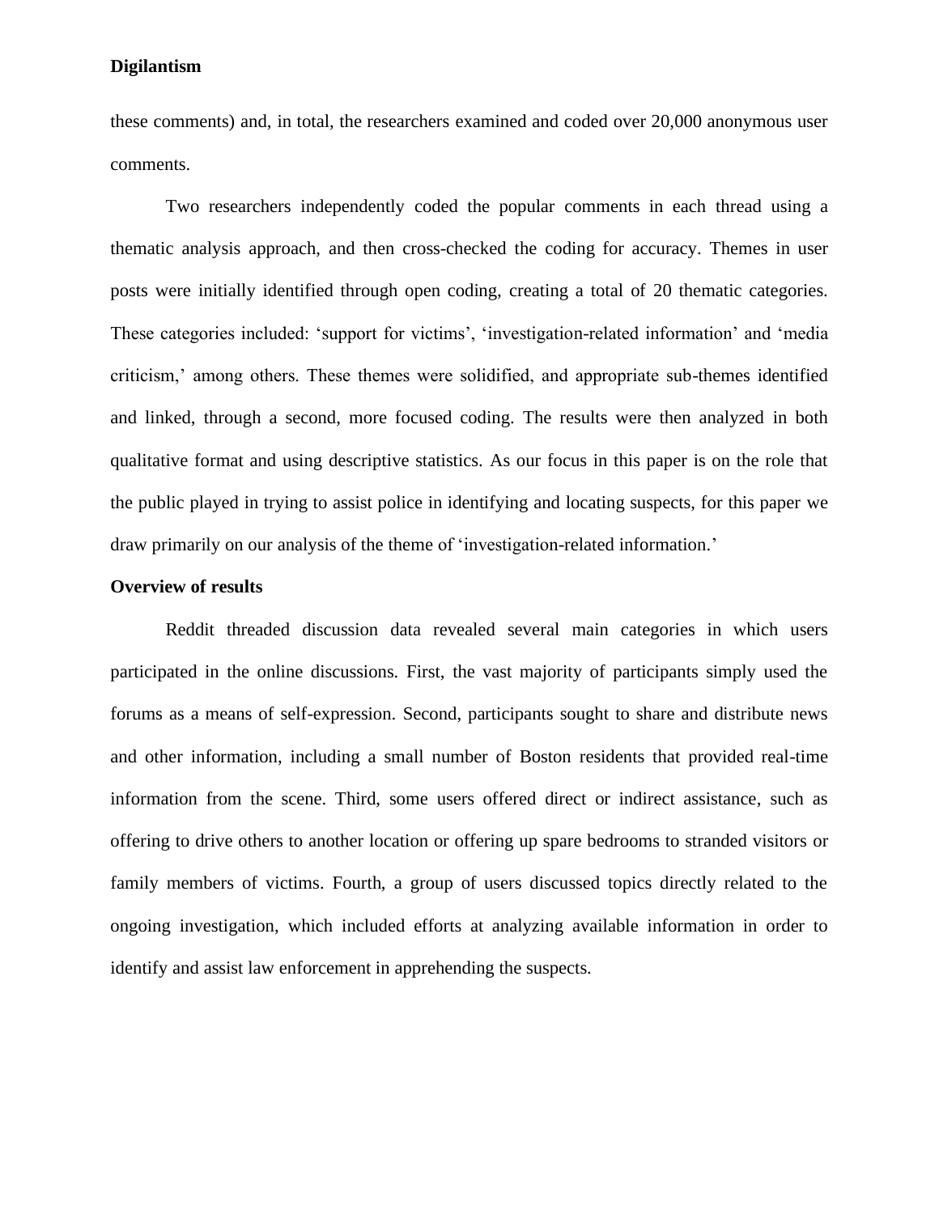these comments) and, in total, the researchers examined and coded over 20,000 anonymous user comments.

Two researchers independently coded the popular comments in each thread using a thematic analysis approach, and then cross-checked the coding for accuracy. Themes in user posts were initially identified through open coding, creating a total of 20 thematic categories. These categories included: 'support for victims', 'investigation-related information' and 'media criticism,' among others. These themes were solidified, and appropriate sub-themes identified and linked, through a second, more focused coding. The results were then analyzed in both qualitative format and using descriptive statistics. As our focus in this paper is on the role that the public played in trying to assist police in identifying and locating suspects, for this paper we draw primarily on our analysis of the theme of 'investigation-related information.'

**Overview of results**

Reddit threaded discussion data revealed several main categories in which users participated in the online discussions. First, the vast majority of participants simply used the forums as a means of self-expression. Second, participants sought to share and distribute news and other information, including a small number of Boston residents that provided real-time information from the scene. Third, some users offered direct or indirect assistance, such as offering to drive others to another location or offering up spare bedrooms to stranded visitors or family members of victims. Fourth, a group of users discussed topics directly related to the ongoing investigation, which included efforts at analyzing available information in order to identify and assist law enforcement in apprehending the suspects.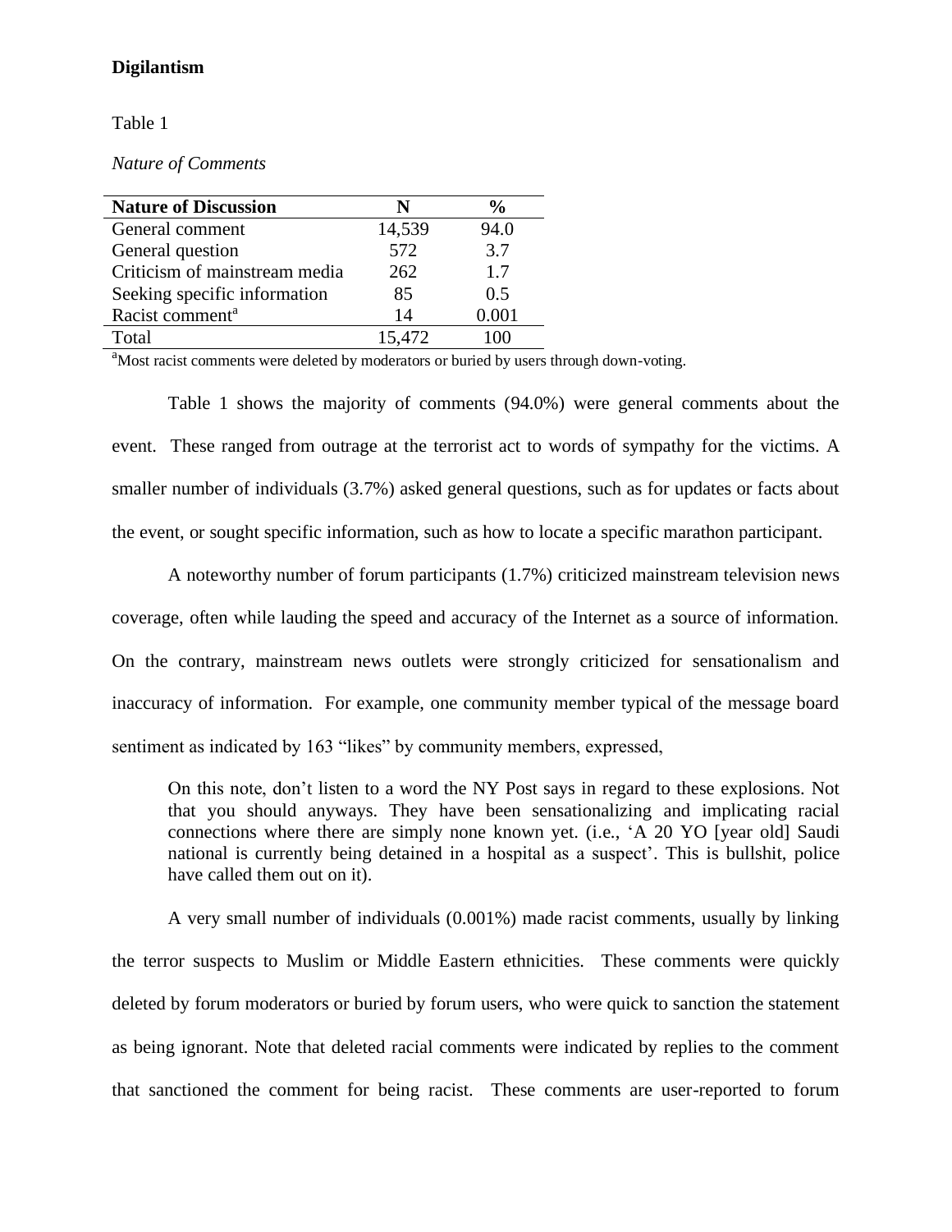**Digilantism**

Table 1

*Nature of Comments*

| Nature of Discussion | N | % |
|---|---|---|
| General comment | 14,539 | 94.0 |
| General question | 572 | 3.7 |
| Criticism of mainstream media | 262 | 1.7 |
| Seeking specific information | 85 | 0.5 |
| Racist comment[a] | 14 | 0.001 |
| Total | 15,472 | 100 |

[a]Most racist comments were deleted by moderators or buried by users through down-voting.

Table 1 shows the majority of comments (94.0%) were general comments about the event. These ranged from outrage at the terrorist act to words of sympathy for the victims. A smaller number of individuals (3.7%) asked general questions, such as for updates or facts about the event, or sought specific information, such as how to locate a specific marathon participant.

A noteworthy number of forum participants (1.7%) criticized mainstream television news coverage, often while lauding the speed and accuracy of the Internet as a source of information. On the contrary, mainstream news outlets were strongly criticized for sensationalism and inaccuracy of information. For example, one community member typical of the message board sentiment as indicated by 163 "likes" by community members, expressed,

> On this note, don't listen to a word the NY Post says in regard to these explosions. Not that you should anyways. They have been sensationalizing and implicating racial connections where there are simply none known yet. (i.e., 'A 20 YO [year old] Saudi national is currently being detained in a hospital as a suspect'. This is bullshit, police have called them out on it).

A very small number of individuals (0.001%) made racist comments, usually by linking the terror suspects to Muslim or Middle Eastern ethnicities. These comments were quickly deleted by forum moderators or buried by forum users, who were quick to sanction the statement as being ignorant. Note that deleted racial comments were indicated by replies to the comment that sanctioned the comment for being racist. These comments are user-reported to forum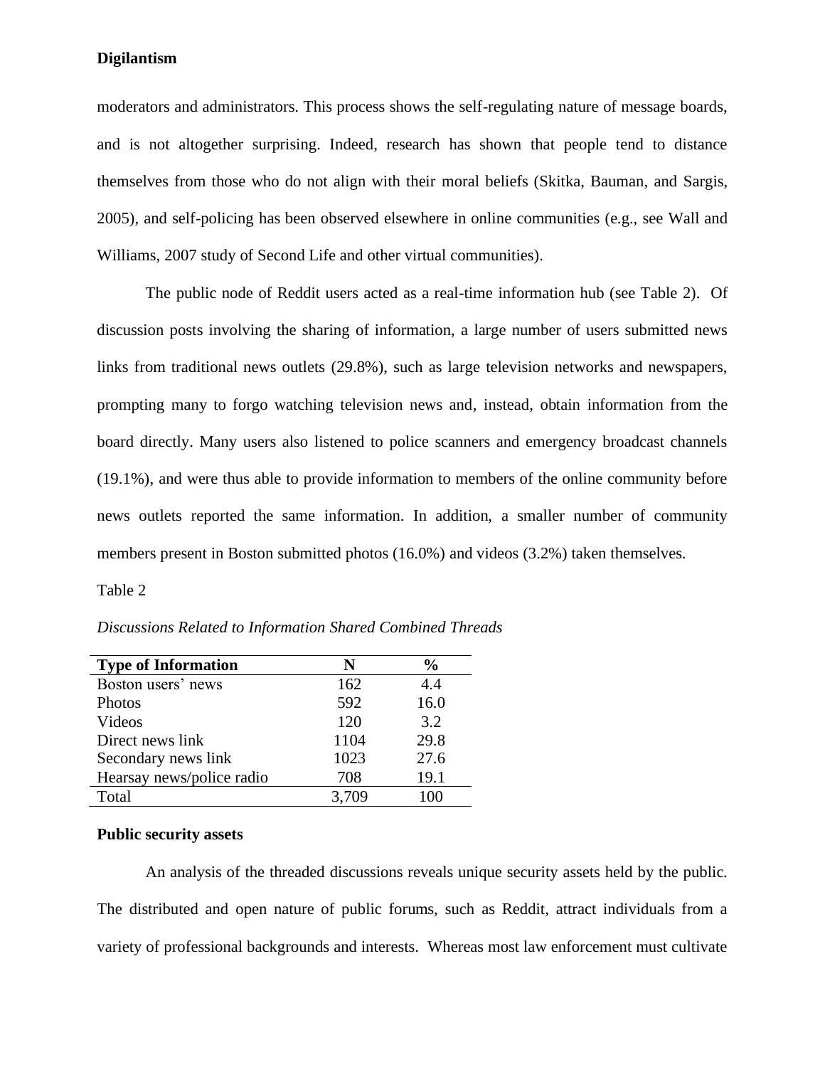moderators and administrators. This process shows the self-regulating nature of message boards, and is not altogether surprising. Indeed, research has shown that people tend to distance themselves from those who do not align with their moral beliefs (Skitka, Bauman, and Sargis, 2005), and self-policing has been observed elsewhere in online communities (e.g., see Wall and Williams, 2007 study of Second Life and other virtual communities).

The public node of Reddit users acted as a real-time information hub (see Table 2). Of discussion posts involving the sharing of information, a large number of users submitted news links from traditional news outlets (29.8%), such as large television networks and newspapers, prompting many to forgo watching television news and, instead, obtain information from the board directly. Many users also listened to police scanners and emergency broadcast channels (19.1%), and were thus able to provide information to members of the online community before news outlets reported the same information. In addition, a smaller number of community members present in Boston submitted photos (16.0%) and videos (3.2%) taken themselves.

Table 2

*Discussions Related to Information Shared Combined Threads*

| Type of Information | N | % |
|---|---|---|
| Boston users' news | 162 | 4.4 |
| Photos | 592 | 16.0 |
| Videos | 120 | 3.2 |
| Direct news link | 1104 | 29.8 |
| Secondary news link | 1023 | 27.6 |
| Hearsay news/police radio | 708 | 19.1 |
| Total | 3,709 | 100 |

**Public security assets**

An analysis of the threaded discussions reveals unique security assets held by the public. The distributed and open nature of public forums, such as Reddit, attract individuals from a variety of professional backgrounds and interests. Whereas most law enforcement must cultivate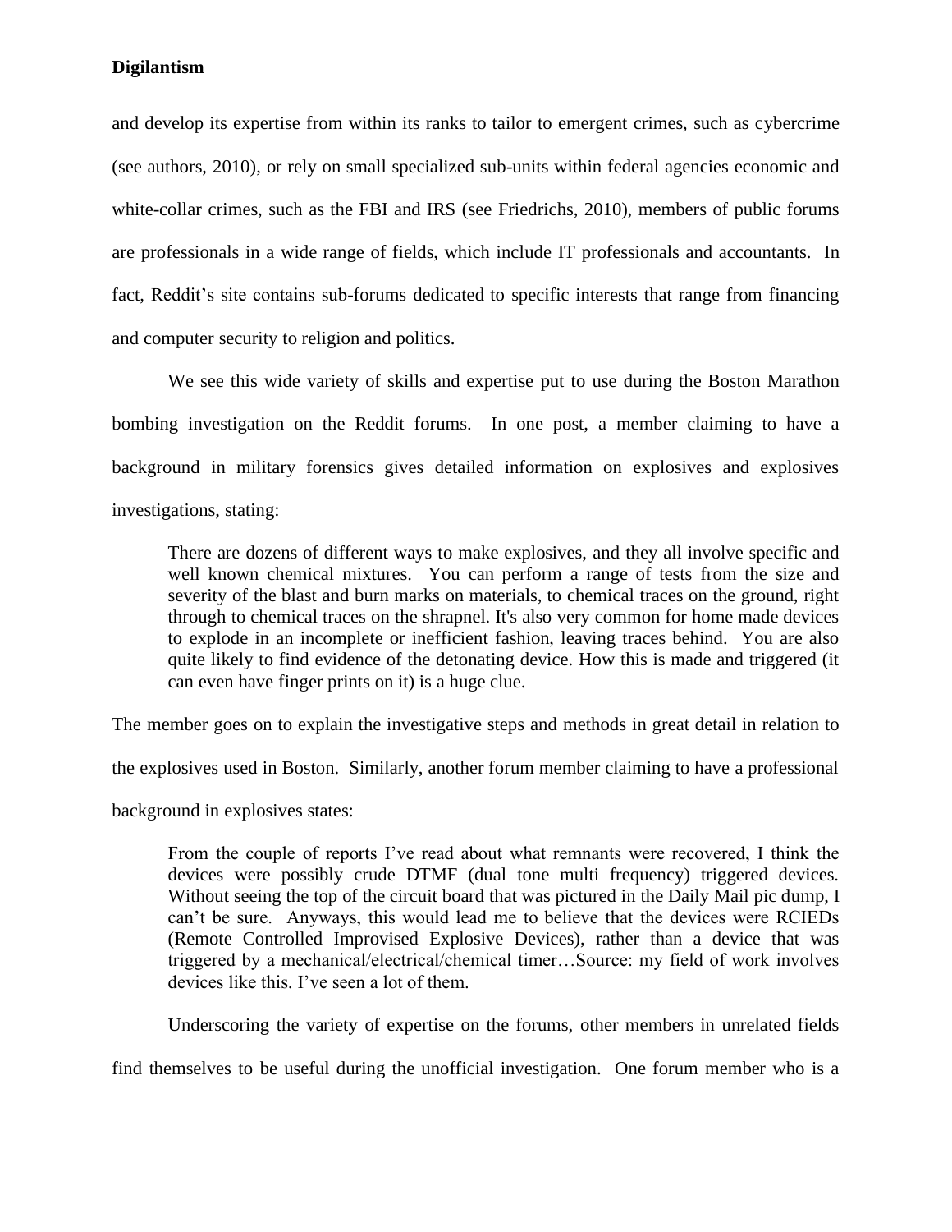and develop its expertise from within its ranks to tailor to emergent crimes, such as cybercrime (see authors, 2010), or rely on small specialized sub-units within federal agencies economic and white-collar crimes, such as the FBI and IRS (see Friedrichs, 2010), members of public forums are professionals in a wide range of fields, which include IT professionals and accountants. In fact, Reddit's site contains sub-forums dedicated to specific interests that range from financing and computer security to religion and politics.

We see this wide variety of skills and expertise put to use during the Boston Marathon bombing investigation on the Reddit forums. In one post, a member claiming to have a background in military forensics gives detailed information on explosives and explosives investigations, stating:

> There are dozens of different ways to make explosives, and they all involve specific and well known chemical mixtures. You can perform a range of tests from the size and severity of the blast and burn marks on materials, to chemical traces on the ground, right through to chemical traces on the shrapnel. It's also very common for home made devices to explode in an incomplete or inefficient fashion, leaving traces behind. You are also quite likely to find evidence of the detonating device. How this is made and triggered (it can even have finger prints on it) is a huge clue.

The member goes on to explain the investigative steps and methods in great detail in relation to the explosives used in Boston. Similarly, another forum member claiming to have a professional background in explosives states:

> From the couple of reports I've read about what remnants were recovered, I think the devices were possibly crude DTMF (dual tone multi frequency) triggered devices. Without seeing the top of the circuit board that was pictured in the Daily Mail pic dump, I can't be sure. Anyways, this would lead me to believe that the devices were RCIEDs (Remote Controlled Improvised Explosive Devices), rather than a device that was triggered by a mechanical/electrical/chemical timer…Source: my field of work involves devices like this. I've seen a lot of them.

Underscoring the variety of expertise on the forums, other members in unrelated fields find themselves to be useful during the unofficial investigation. One forum member who is a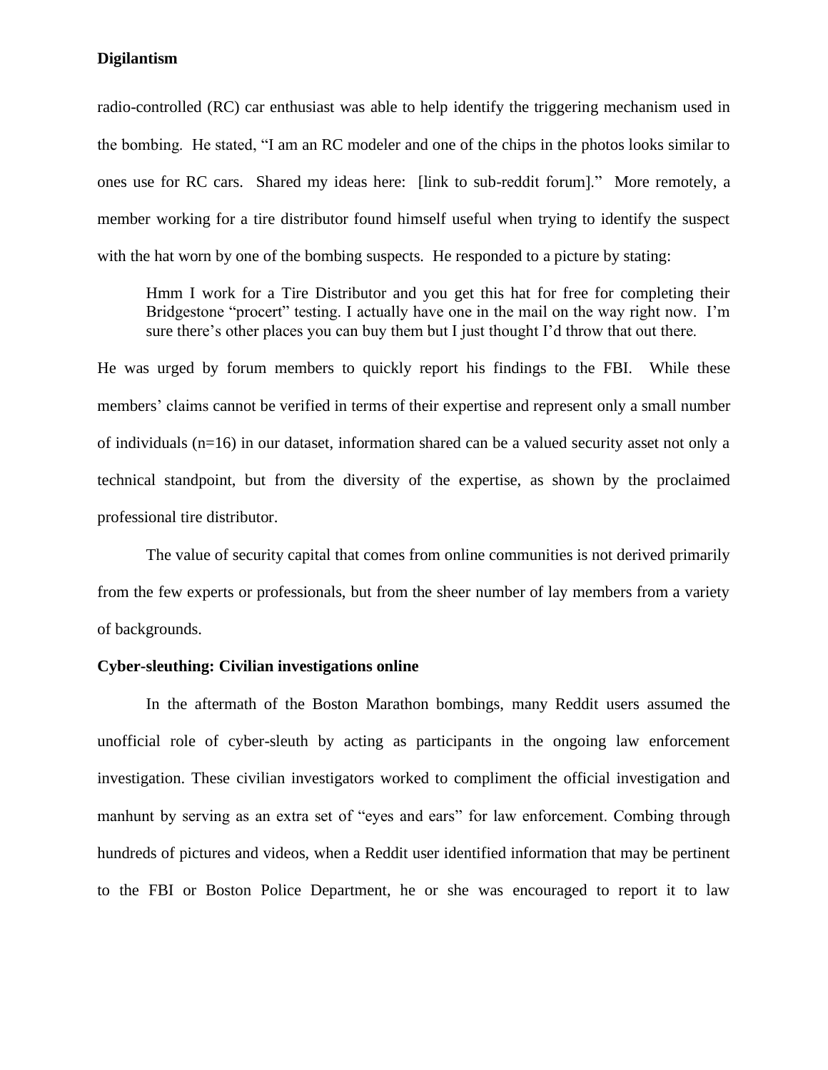radio-controlled (RC) car enthusiast was able to help identify the triggering mechanism used in the bombing. He stated, "I am an RC modeler and one of the chips in the photos looks similar to ones use for RC cars. Shared my ideas here: [link to sub-reddit forum]." More remotely, a member working for a tire distributor found himself useful when trying to identify the suspect with the hat worn by one of the bombing suspects. He responded to a picture by stating:

> Hmm I work for a Tire Distributor and you get this hat for free for completing their Bridgestone "procert" testing. I actually have one in the mail on the way right now. I'm sure there's other places you can buy them but I just thought I'd throw that out there.

He was urged by forum members to quickly report his findings to the FBI. While these members' claims cannot be verified in terms of their expertise and represent only a small number of individuals (n=16) in our dataset, information shared can be a valued security asset not only a technical standpoint, but from the diversity of the expertise, as shown by the proclaimed professional tire distributor.

The value of security capital that comes from online communities is not derived primarily from the few experts or professionals, but from the sheer number of lay members from a variety of backgrounds.

**Cyber-sleuthing: Civilian investigations online**

In the aftermath of the Boston Marathon bombings, many Reddit users assumed the unofficial role of cyber-sleuth by acting as participants in the ongoing law enforcement investigation. These civilian investigators worked to compliment the official investigation and manhunt by serving as an extra set of "eyes and ears" for law enforcement. Combing through hundreds of pictures and videos, when a Reddit user identified information that may be pertinent to the FBI or Boston Police Department, he or she was encouraged to report it to law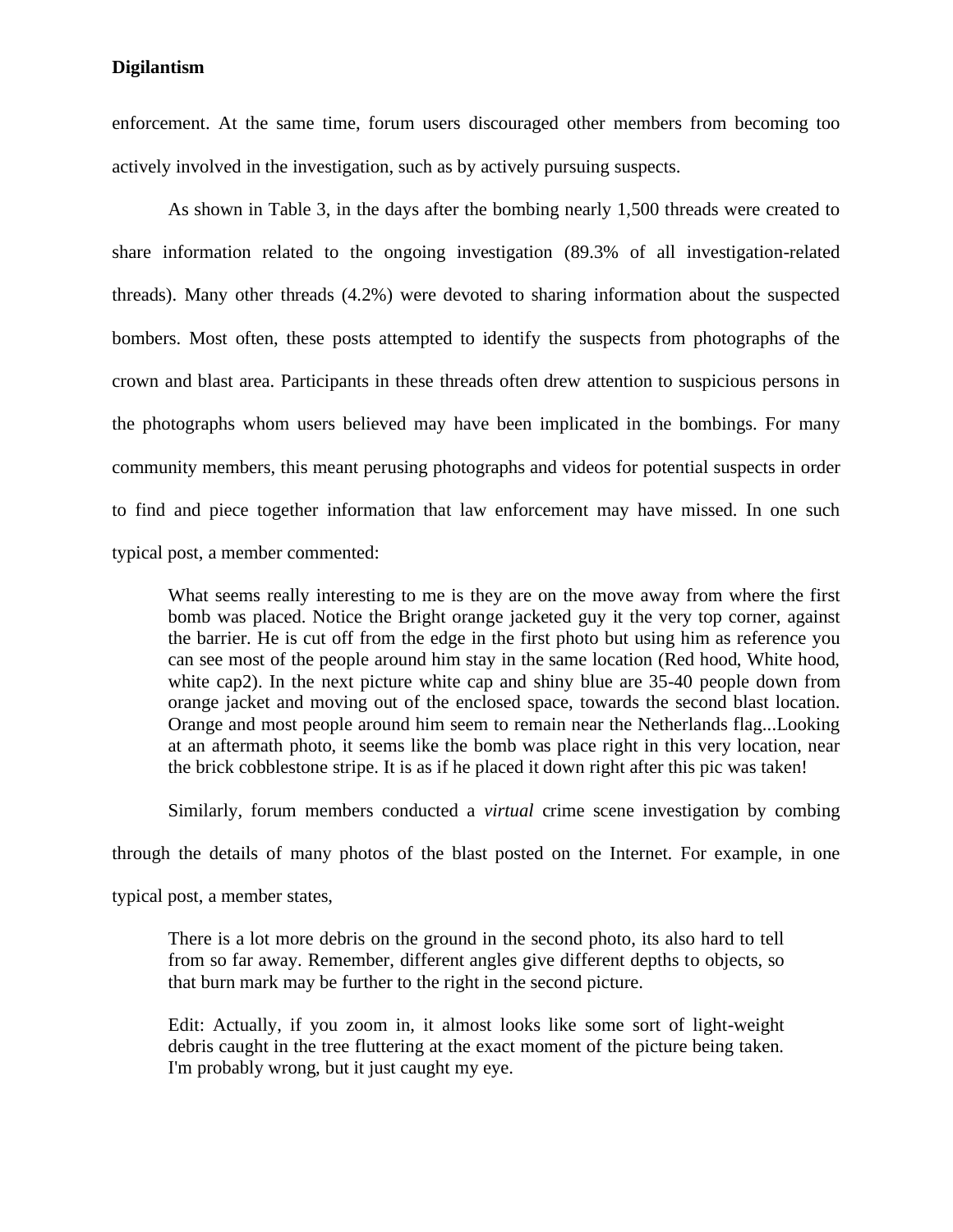enforcement. At the same time, forum users discouraged other members from becoming too actively involved in the investigation, such as by actively pursuing suspects.

As shown in Table 3, in the days after the bombing nearly 1,500 threads were created to share information related to the ongoing investigation (89.3% of all investigation-related threads). Many other threads (4.2%) were devoted to sharing information about the suspected bombers. Most often, these posts attempted to identify the suspects from photographs of the crown and blast area. Participants in these threads often drew attention to suspicious persons in the photographs whom users believed may have been implicated in the bombings. For many community members, this meant perusing photographs and videos for potential suspects in order to find and piece together information that law enforcement may have missed. In one such typical post, a member commented:

> What seems really interesting to me is they are on the move away from where the first bomb was placed. Notice the Bright orange jacketed guy it the very top corner, against the barrier. He is cut off from the edge in the first photo but using him as reference you can see most of the people around him stay in the same location (Red hood, White hood, white cap2). In the next picture white cap and shiny blue are 35-40 people down from orange jacket and moving out of the enclosed space, towards the second blast location. Orange and most people around him seem to remain near the Netherlands flag...Looking at an aftermath photo, it seems like the bomb was place right in this very location, near the brick cobblestone stripe. It is as if he placed it down right after this pic was taken!

Similarly, forum members conducted a *virtual* crime scene investigation by combing through the details of many photos of the blast posted on the Internet. For example, in one typical post, a member states,

> There is a lot more debris on the ground in the second photo, its also hard to tell from so far away. Remember, different angles give different depths to objects, so that burn mark may be further to the right in the second picture.
>
> Edit: Actually, if you zoom in, it almost looks like some sort of light-weight debris caught in the tree fluttering at the exact moment of the picture being taken. I'm probably wrong, but it just caught my eye.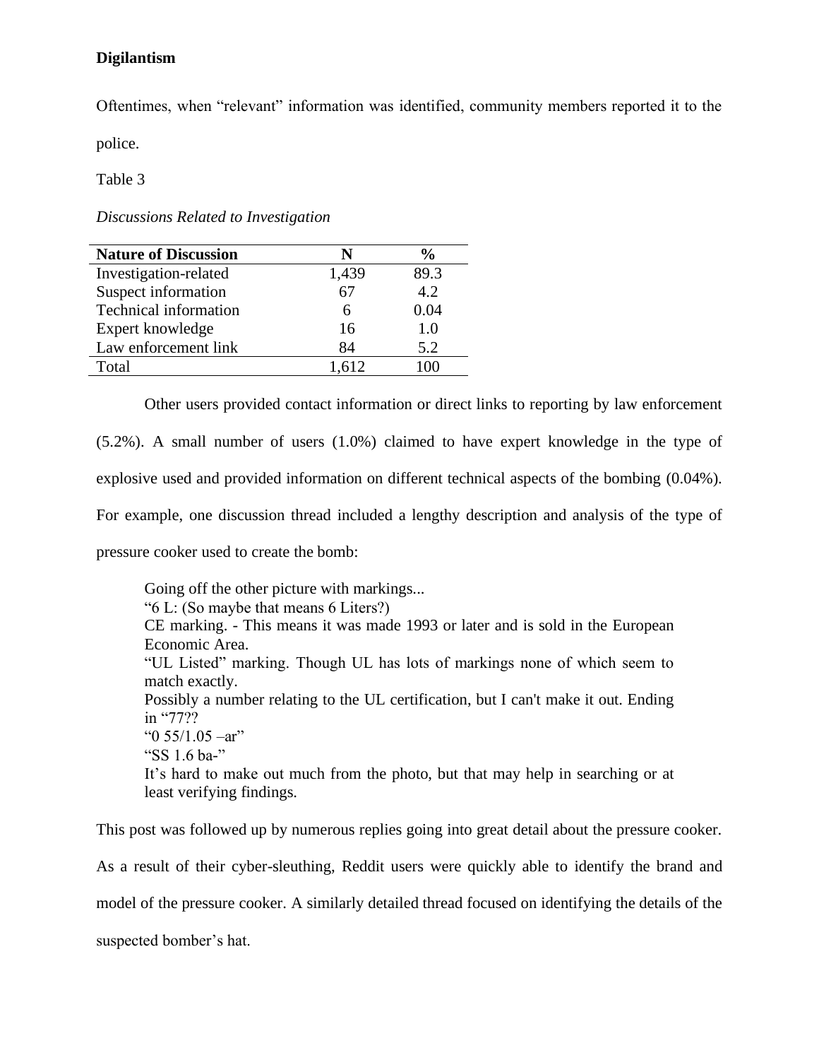**Digilantism**

Oftentimes, when "relevant" information was identified, community members reported it to the police.

Table 3

*Discussions Related to Investigation*

| Nature of Discussion | N | % |
|---|---|---|
| Investigation-related | 1,439 | 89.3 |
| Suspect information | 67 | 4.2 |
| Technical information | 6 | 0.04 |
| Expert knowledge | 16 | 1.0 |
| Law enforcement link | 84 | 5.2 |
| Total | 1,612 | 100 |

Other users provided contact information or direct links to reporting by law enforcement (5.2%). A small number of users (1.0%) claimed to have expert knowledge in the type of explosive used and provided information on different technical aspects of the bombing (0.04%). For example, one discussion thread included a lengthy description and analysis of the type of pressure cooker used to create the bomb:

> Going off the other picture with markings...
> "6 L: (So maybe that means 6 Liters?)
> CE marking. - This means it was made 1993 or later and is sold in the European Economic Area.
> "UL Listed" marking. Though UL has lots of markings none of which seem to match exactly.
> Possibly a number relating to the UL certification, but I can't make it out. Ending in "77??
> "0 55/1.05 –ar"
> "SS 1.6 ba-"
> It's hard to make out much from the photo, but that may help in searching or at least verifying findings.

This post was followed up by numerous replies going into great detail about the pressure cooker. As a result of their cyber-sleuthing, Reddit users were quickly able to identify the brand and model of the pressure cooker. A similarly detailed thread focused on identifying the details of the suspected bomber's hat.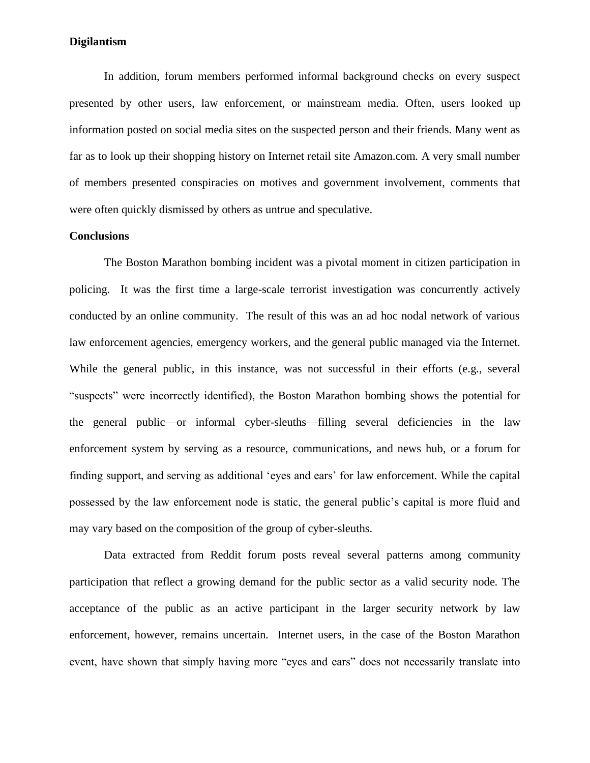**Digilantism**

In addition, forum members performed informal background checks on every suspect presented by other users, law enforcement, or mainstream media. Often, users looked up information posted on social media sites on the suspected person and their friends. Many went as far as to look up their shopping history on Internet retail site Amazon.com. A very small number of members presented conspiracies on motives and government involvement, comments that were often quickly dismissed by others as untrue and speculative.

**Conclusions**

The Boston Marathon bombing incident was a pivotal moment in citizen participation in policing. It was the first time a large-scale terrorist investigation was concurrently actively conducted by an online community. The result of this was an ad hoc nodal network of various law enforcement agencies, emergency workers, and the general public managed via the Internet. While the general public, in this instance, was not successful in their efforts (e.g., several "suspects" were incorrectly identified), the Boston Marathon bombing shows the potential for the general public—or informal cyber-sleuths—filling several deficiencies in the law enforcement system by serving as a resource, communications, and news hub, or a forum for finding support, and serving as additional 'eyes and ears' for law enforcement. While the capital possessed by the law enforcement node is static, the general public's capital is more fluid and may vary based on the composition of the group of cyber-sleuths.

Data extracted from Reddit forum posts reveal several patterns among community participation that reflect a growing demand for the public sector as a valid security node. The acceptance of the public as an active participant in the larger security network by law enforcement, however, remains uncertain. Internet users, in the case of the Boston Marathon event, have shown that simply having more "eyes and ears" does not necessarily translate into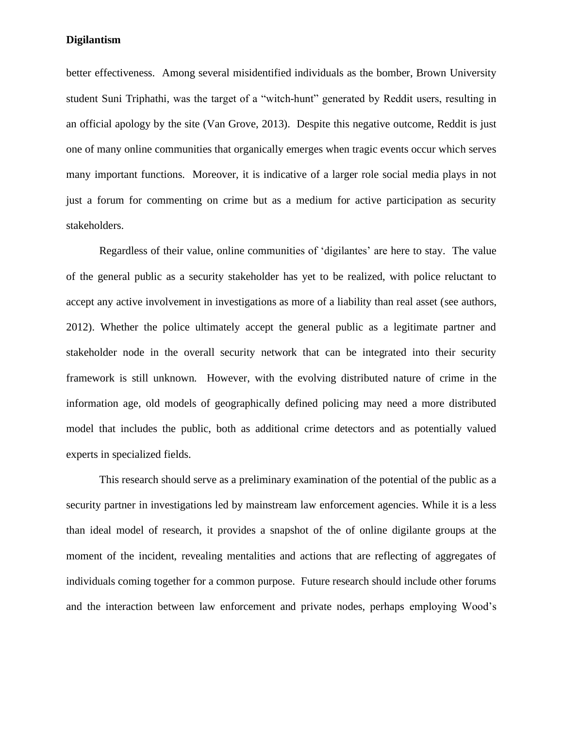better effectiveness. Among several misidentified individuals as the bomber, Brown University student Suni Triphathi, was the target of a "witch-hunt" generated by Reddit users, resulting in an official apology by the site (Van Grove, 2013). Despite this negative outcome, Reddit is just one of many online communities that organically emerges when tragic events occur which serves many important functions. Moreover, it is indicative of a larger role social media plays in not just a forum for commenting on crime but as a medium for active participation as security stakeholders.

Regardless of their value, online communities of 'digilantes' are here to stay. The value of the general public as a security stakeholder has yet to be realized, with police reluctant to accept any active involvement in investigations as more of a liability than real asset (see authors, 2012). Whether the police ultimately accept the general public as a legitimate partner and stakeholder node in the overall security network that can be integrated into their security framework is still unknown. However, with the evolving distributed nature of crime in the information age, old models of geographically defined policing may need a more distributed model that includes the public, both as additional crime detectors and as potentially valued experts in specialized fields.

This research should serve as a preliminary examination of the potential of the public as a security partner in investigations led by mainstream law enforcement agencies. While it is a less than ideal model of research, it provides a snapshot of the of online digilante groups at the moment of the incident, revealing mentalities and actions that are reflecting of aggregates of individuals coming together for a common purpose. Future research should include other forums and the interaction between law enforcement and private nodes, perhaps employing Wood's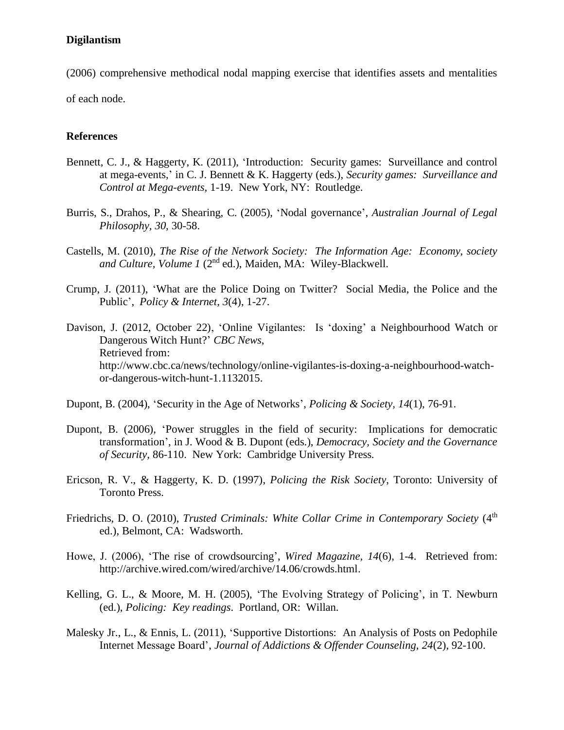(2006) comprehensive methodical nodal mapping exercise that identifies assets and mentalities of each node.

**References**

Bennett, C. J., & Haggerty, K. (2011), 'Introduction: Security games: Surveillance and control at mega-events,' in C. J. Bennett & K. Haggerty (eds.), *Security games: Surveillance and Control at Mega-events*, 1-19. New York, NY: Routledge.

Burris, S., Drahos, P., & Shearing, C. (2005), 'Nodal governance', *Australian Journal of Legal Philosophy*, *30*, 30-58.

Castells, M. (2010), *The Rise of the Network Society: The Information Age: Economy, society and Culture, Volume 1* (2nd ed.), Maiden, MA: Wiley-Blackwell.

Crump, J. (2011), 'What are the Police Doing on Twitter? Social Media, the Police and the Public', *Policy & Internet*, *3*(4), 1-27.

Davison, J. (2012, October 22), 'Online Vigilantes: Is 'doxing' a Neighbourhood Watch or Dangerous Witch Hunt?' *CBC News*, Retrieved from: http://www.cbc.ca/news/technology/online-vigilantes-is-doxing-a-neighbourhood-watch-or-dangerous-witch-hunt-1.1132015.

Dupont, B. (2004), 'Security in the Age of Networks', *Policing & Society*, *14*(1), 76-91.

Dupont, B. (2006), 'Power struggles in the field of security: Implications for democratic transformation', in J. Wood & B. Dupont (eds.), *Democracy, Society and the Governance of Security*, 86-110. New York: Cambridge University Press.

Ericson, R. V., & Haggerty, K. D. (1997), *Policing the Risk Society*, Toronto: University of Toronto Press.

Friedrichs, D. O. (2010), *Trusted Criminals: White Collar Crime in Contemporary Society* (4th ed.), Belmont, CA: Wadsworth.

Howe, J. (2006), 'The rise of crowdsourcing', *Wired Magazine*, *14*(6), 1-4. Retrieved from: http://archive.wired.com/wired/archive/14.06/crowds.html.

Kelling, G. L., & Moore, M. H. (2005), 'The Evolving Strategy of Policing', in T. Newburn (ed.), *Policing: Key readings*. Portland, OR: Willan.

Malesky Jr., L., & Ennis, L. (2011), 'Supportive Distortions: An Analysis of Posts on Pedophile Internet Message Board', *Journal of Addictions & Offender Counseling*, *24*(2), 92-100.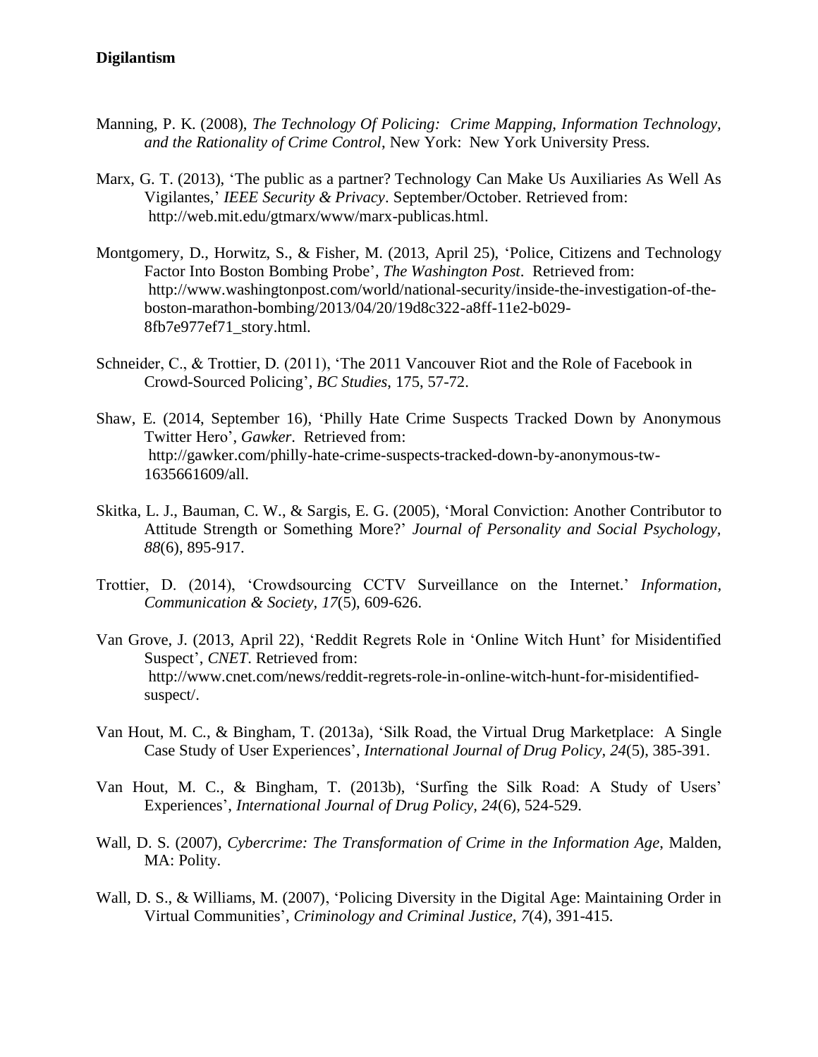Manning, P. K. (2008), *The Technology Of Policing: Crime Mapping, Information Technology, and the Rationality of Crime Control*, New York: New York University Press.

Marx, G. T. (2013), 'The public as a partner? Technology Can Make Us Auxiliaries As Well As Vigilantes,' *IEEE Security & Privacy*. September/October. Retrieved from: http://web.mit.edu/gtmarx/www/marx-publicas.html.

Montgomery, D., Horwitz, S., & Fisher, M. (2013, April 25), 'Police, Citizens and Technology Factor Into Boston Bombing Probe', *The Washington Post*. Retrieved from: http://www.washingtonpost.com/world/national-security/inside-the-investigation-of-the-boston-marathon-bombing/2013/04/20/19d8c322-a8ff-11e2-b029-8fb7e977ef71_story.html.

Schneider, C., & Trottier, D. (2011), 'The 2011 Vancouver Riot and the Role of Facebook in Crowd-Sourced Policing', *BC Studies*, 175, 57-72.

Shaw, E. (2014, September 16), 'Philly Hate Crime Suspects Tracked Down by Anonymous Twitter Hero', *Gawker*. Retrieved from: http://gawker.com/philly-hate-crime-suspects-tracked-down-by-anonymous-tw-1635661609/all.

Skitka, L. J., Bauman, C. W., & Sargis, E. G. (2005), 'Moral Conviction: Another Contributor to Attitude Strength or Something More?' *Journal of Personality and Social Psychology*, *88*(6), 895-917.

Trottier, D. (2014), 'Crowdsourcing CCTV Surveillance on the Internet.' *Information, Communication & Society*, *17*(5), 609-626.

Van Grove, J. (2013, April 22), 'Reddit Regrets Role in 'Online Witch Hunt' for Misidentified Suspect', *CNET*. Retrieved from: http://www.cnet.com/news/reddit-regrets-role-in-online-witch-hunt-for-misidentified-suspect/.

Van Hout, M. C., & Bingham, T. (2013a), 'Silk Road, the Virtual Drug Marketplace: A Single Case Study of User Experiences', *International Journal of Drug Policy*, *24*(5), 385-391.

Van Hout, M. C., & Bingham, T. (2013b), 'Surfing the Silk Road: A Study of Users' Experiences', *International Journal of Drug Policy*, *24*(6), 524-529.

Wall, D. S. (2007), *Cybercrime: The Transformation of Crime in the Information Age*, Malden, MA: Polity.

Wall, D. S., & Williams, M. (2007), 'Policing Diversity in the Digital Age: Maintaining Order in Virtual Communities', *Criminology and Criminal Justice*, *7*(4), 391-415.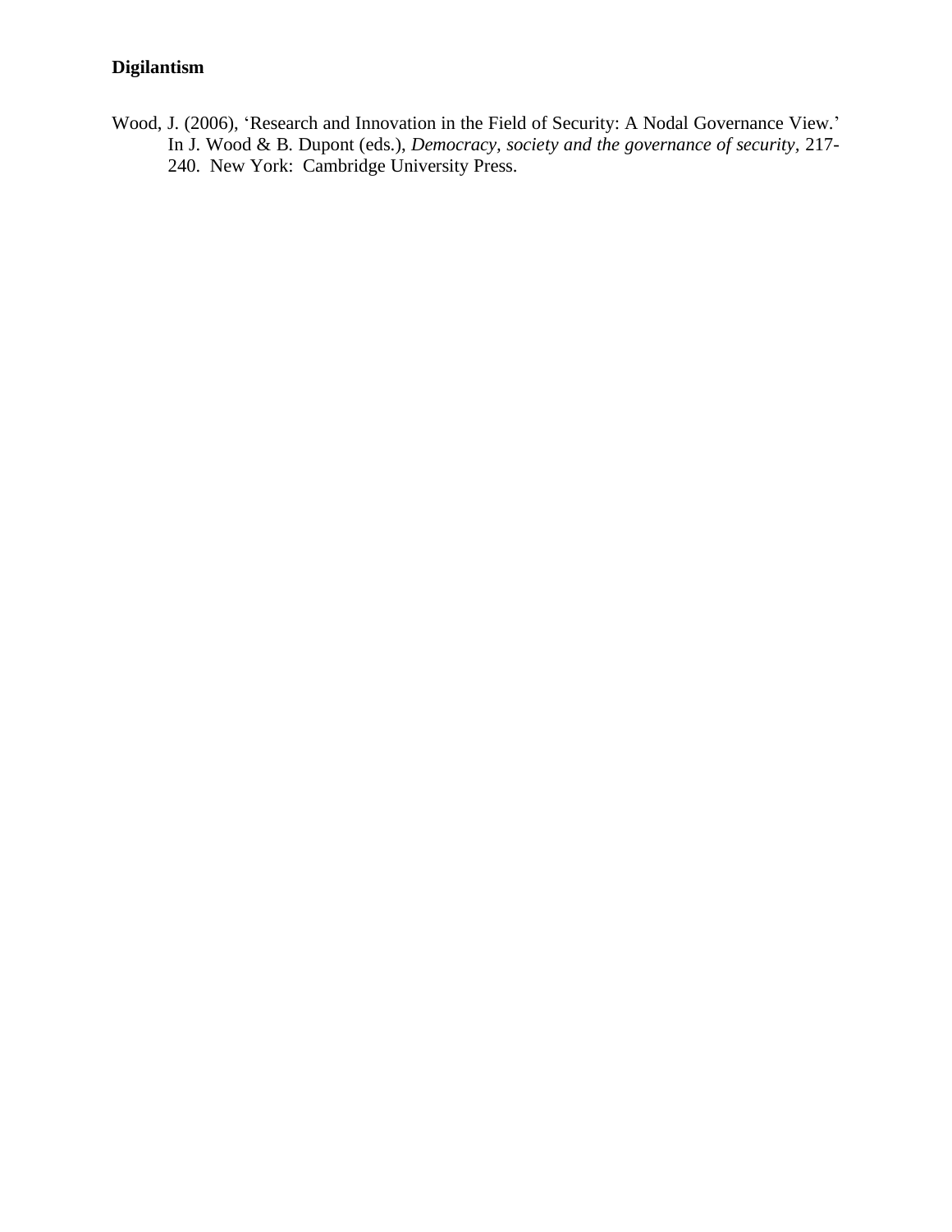**Digilantism**

Wood, J. (2006), 'Research and Innovation in the Field of Security: A Nodal Governance View.' In J. Wood & B. Dupont (eds.), *Democracy, society and the governance of security*, 217-240. New York: Cambridge University Press.